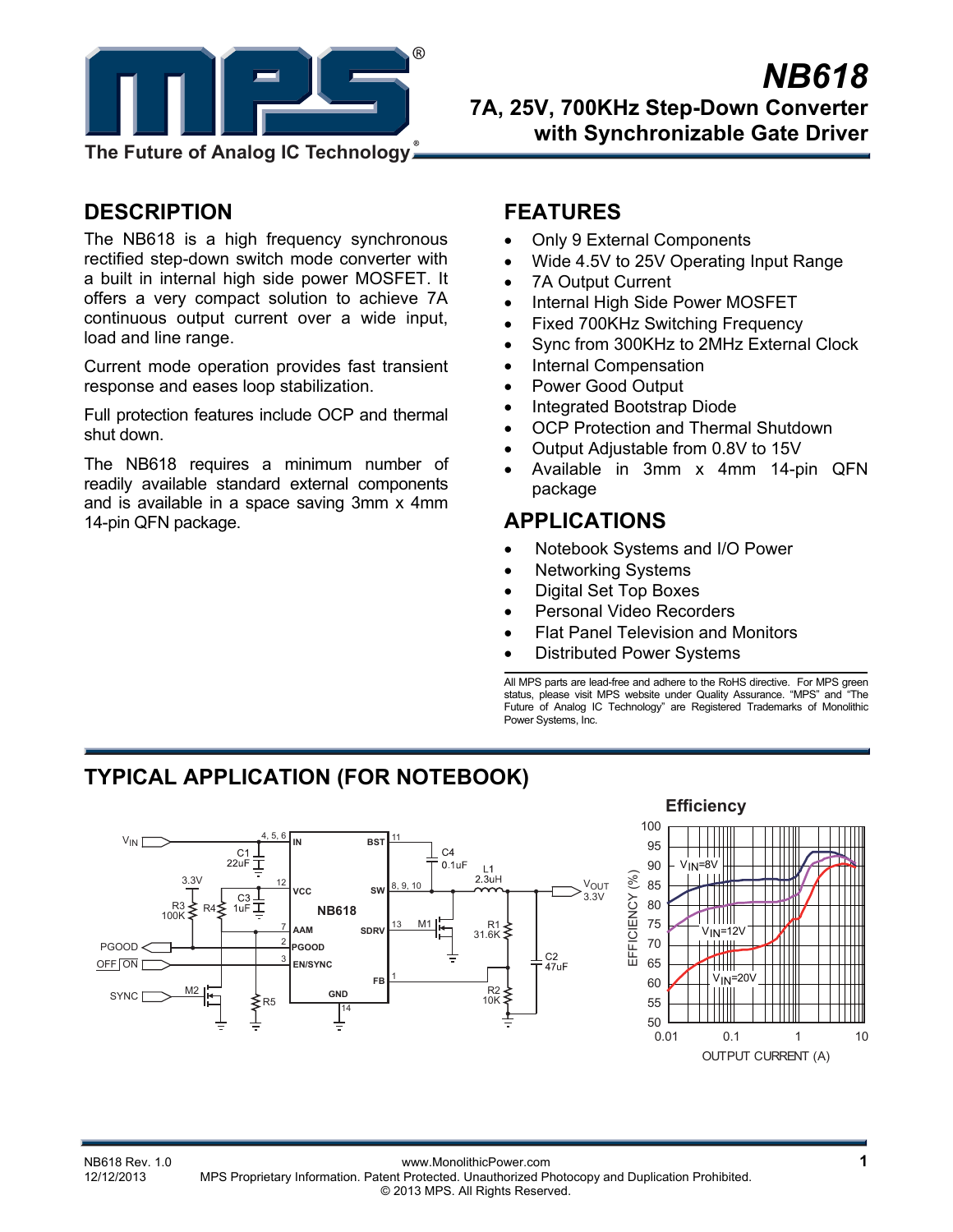# NB618

## 7A, 25V, 700KHz Step-Down Converter with Synchronizable Gate Driver

## DESCRIPTION

The NB618 is a high frequency synchronous rectified step-down switch mode converter with a built in internal high side power MOSFET. It offers a very compact solution to achieve 7A continuous output current over a wide input, load and line range.

Current mode operation provides fast transient response and eases loop stabilization.

Full protection features include OCP and thermal shut down.

The NB618 requires a minimum number of readily available standard external components and is available in a space saving 3mm x 4mm 14-pin QFN package.

## FEATURES

- Only 9 External Components
- Wide 4.5V to 25V Operating Input Range
- 7A Output Current
- Internal High Side Power MOSFET
- Fixed 700KHz Switching Frequency
- Sync from 300KHz to 2MHz External Clock
- Internal Compensation
- Power Good Output
- Integrated Bootstrap Diode
- OCP Protection and Thermal Shutdown
- Output Adjustable from 0.8V to 15V
- Available in 3mm x 4mm 14-pin QFN package

## APPLICATIONS

- Notebook Systems and I/O Power
- Networking Systems
- Digital Set Top Boxes
- Personal Video Recorders
- Flat Panel Television and Monitors
- Distributed Power Systems

All MPS parts are lead-free and adhere to the RoHS directive. For MPS green status, please visit MPS website under Quality Assurance. "MPS" and "The Future of Analog IC Technology" are Registered Trademarks of Monolithic Power Systems, Inc.

## TYPICAL APPLICATION (FOR NOTEBOOK)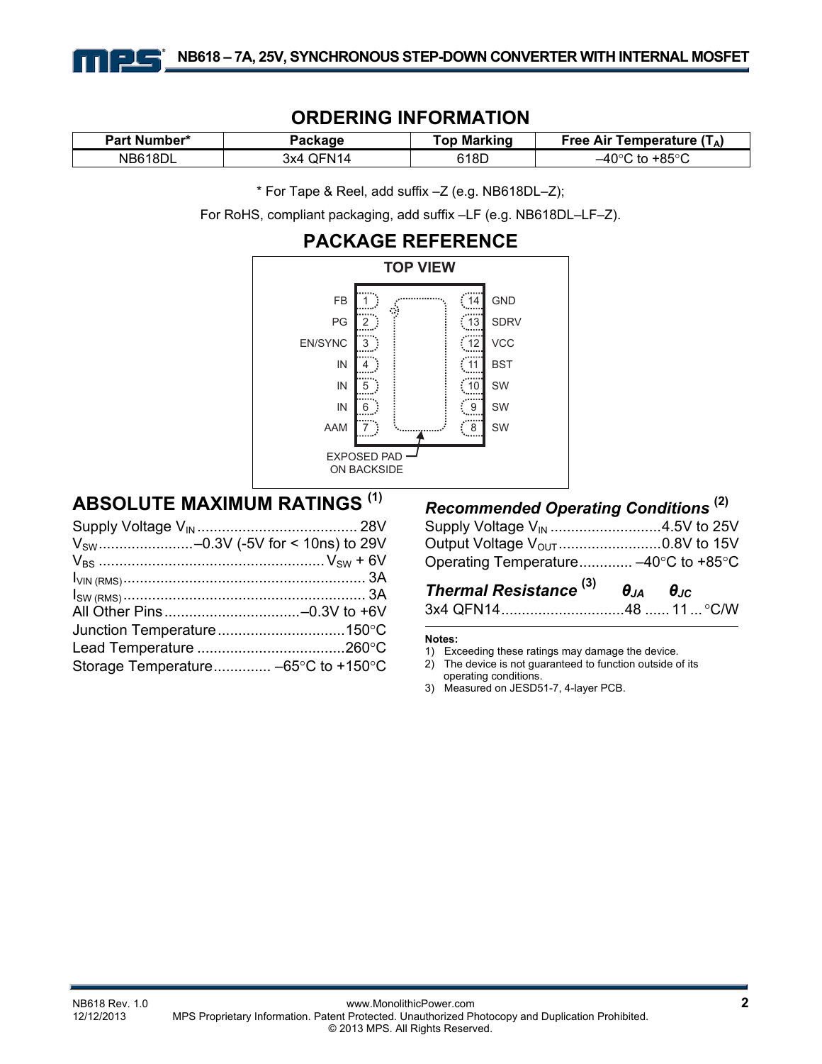## ORDERING INFORMATION

| Part Number* | Package | Top Marking | Free Air Temperature ($T_A$) |
|---|---|---|---|
| NB618DL | 3x4 QFN14 | 618D | –40°C to +85°C |

* For Tape & Reel, add suffix –Z (e.g. NB618DL–Z);

For RoHS, compliant packaging, add suffix –LF (e.g. NB618DL–LF–Z).

## PACKAGE REFERENCE

TOP VIEW

| Pin | Name | Pin | Name |
|---|---|---|---|
| 1 | FB | 14 | GND |
| 2 | PG | 13 | SDRV |
| 3 | EN/SYNC | 12 | VCC |
| 4 | IN | 11 | BST |
| 5 | IN | 10 | SW |
| 6 | IN | 9 | SW |
| 7 | AAM | 8 | SW |

EXPOSED PAD ON BACKSIDE

## ABSOLUTE MAXIMUM RATINGS (1)

Supply Voltage $V_{IN}$ ....................................... 28V
$V_{SW}$ .......................–0.3V (-5V for < 10ns) to 29V
$V_{BS}$ ....................................................... $V_{SW}$ + 6V
$I_{VIN\ (RMS)}$ ........................................................... 3A
$I_{SW\ (RMS)}$ ........................................................... 3A
All Other Pins .................................–0.3V to +6V
Junction Temperature ...............................150°C
Lead Temperature ....................................260°C
Storage Temperature............. –65°C to +150°C

### *Recommended Operating Conditions* (2)

Supply Voltage $V_{IN}$ ...........................4.5V to 25V
Output Voltage $V_{OUT}$ .........................0.8V to 15V
Operating Temperature............. –40°C to +85°C

| *Thermal Resistance* (3) | $\theta_{JA}$ | $\theta_{JC}$ | |
|---|---|---|---|
| 3x4 QFN14 | 48 | 11 | °C/W |

**Notes:**

1) Exceeding these ratings may damage the device.
2) The device is not guaranteed to function outside of its operating conditions.
3) Measured on JESD51-7, 4-layer PCB.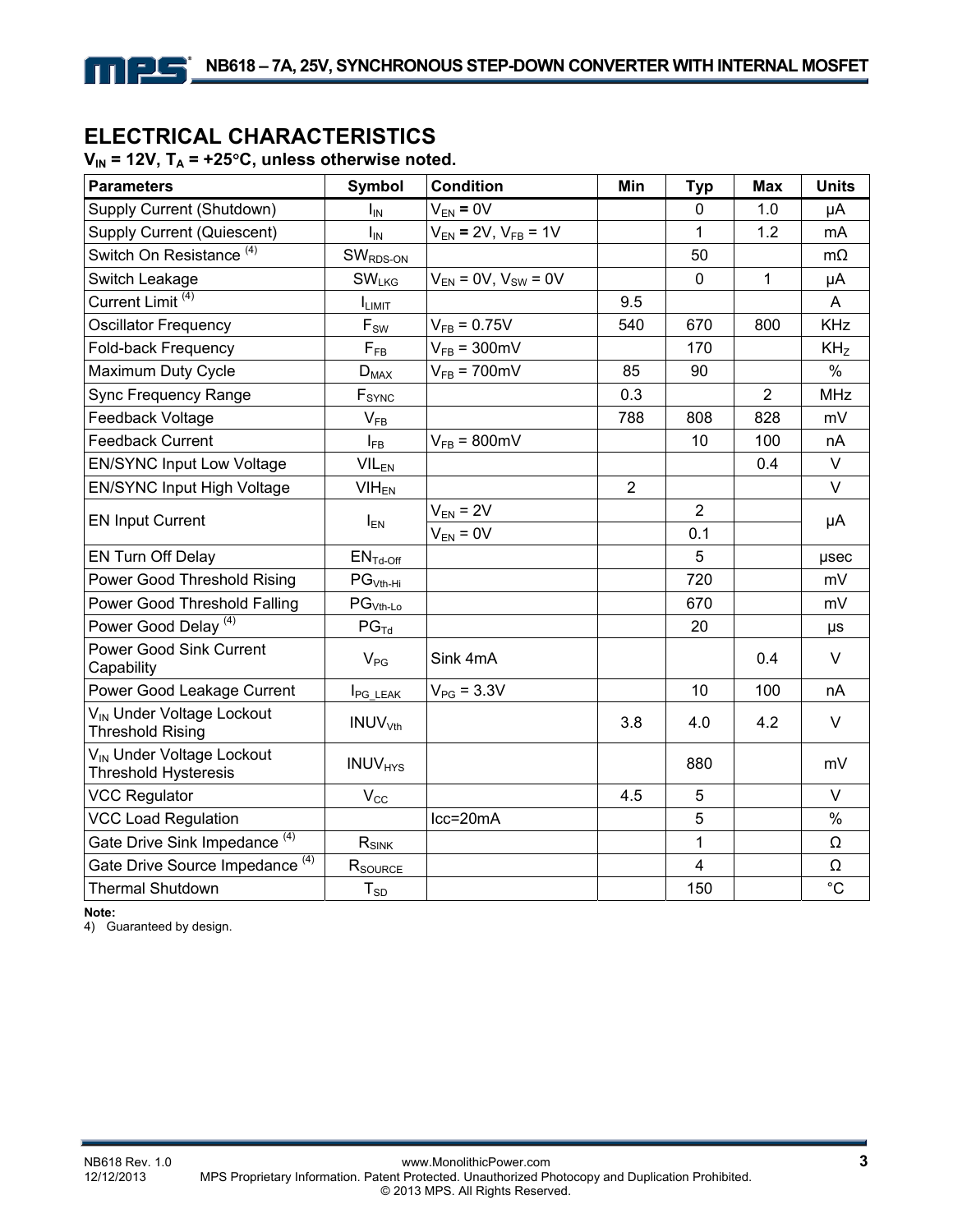## ELECTRICAL CHARACTERISTICS

**$V_{IN}$ = 12V, $T_A$ = +25°C, unless otherwise noted.**

| Parameters | Symbol | Condition | Min | Typ | Max | Units |
|---|---|---|---|---|---|---|
| Supply Current (Shutdown) | $I_{IN}$ | $V_{EN}$ = 0V | | 0 | 1.0 | μA |
| Supply Current (Quiescent) | $I_{IN}$ | $V_{EN}$ = 2V, $V_{FB}$ = 1V | | 1 | 1.2 | mA |
| Switch On Resistance [(4)] | $SW_{RDS-ON}$ | | | 50 | | mΩ |
| Switch Leakage | $SW_{LKG}$ | $V_{EN}$ = 0V, $V_{SW}$ = 0V | | 0 | 1 | μA |
| Current Limit [(4)] | $I_{LIMIT}$ | | 9.5 | | | A |
| Oscillator Frequency | $F_{SW}$ | $V_{FB}$ = 0.75V | 540 | 670 | 800 | KHz |
| Fold-back Frequency | $F_{FB}$ | $V_{FB}$ = 300mV | | 170 | | $KH_Z$ |
| Maximum Duty Cycle | $D_{MAX}$ | $V_{FB}$ = 700mV | 85 | 90 | | % |
| Sync Frequency Range | $F_{SYNC}$ | | 0.3 | | 2 | MHz |
| Feedback Voltage | $V_{FB}$ | | 788 | 808 | 828 | mV |
| Feedback Current | $I_{FB}$ | $V_{FB}$ = 800mV | | 10 | 100 | nA |
| EN/SYNC Input Low Voltage | $VIL_{EN}$ | | | | 0.4 | V |
| EN/SYNC Input High Voltage | $VIH_{EN}$ | | 2 | | | V |
| EN Input Current | $I_{EN}$ | $V_{EN}$ = 2V | | 2 | | μA |
| | | $V_{EN}$ = 0V | | 0.1 | | |
| EN Turn Off Delay | $EN_{Td-Off}$ | | | 5 | | μsec |
| Power Good Threshold Rising | $PG_{Vth-Hi}$ | | | 720 | | mV |
| Power Good Threshold Falling | $PG_{Vth-Lo}$ | | | 670 | | mV |
| Power Good Delay [(4)] | $PG_{Td}$ | | | 20 | | μs |
| Power Good Sink Current Capability | $V_{PG}$ | Sink 4mA | | | 0.4 | V |
| Power Good Leakage Current | $I_{PG\_LEAK}$ | $V_{PG}$ = 3.3V | | 10 | 100 | nA |
| $V_{IN}$ Under Voltage Lockout Threshold Rising | $INUV_{Vth}$ | | 3.8 | 4.0 | 4.2 | V |
| $V_{IN}$ Under Voltage Lockout Threshold Hysteresis | $INUV_{HYS}$ | | | 880 | | mV |
| VCC Regulator | $V_{CC}$ | | 4.5 | 5 | | V |
| VCC Load Regulation | | Icc=20mA | | 5 | | % |
| Gate Drive Sink Impedance [(4)] | $R_{SINK}$ | | | 1 | | Ω |
| Gate Drive Source Impedance [(4)] | $R_{SOURCE}$ | | | 4 | | Ω |
| Thermal Shutdown | $T_{SD}$ | | | 150 | | °C |

**Note:**

4) Guaranteed by design.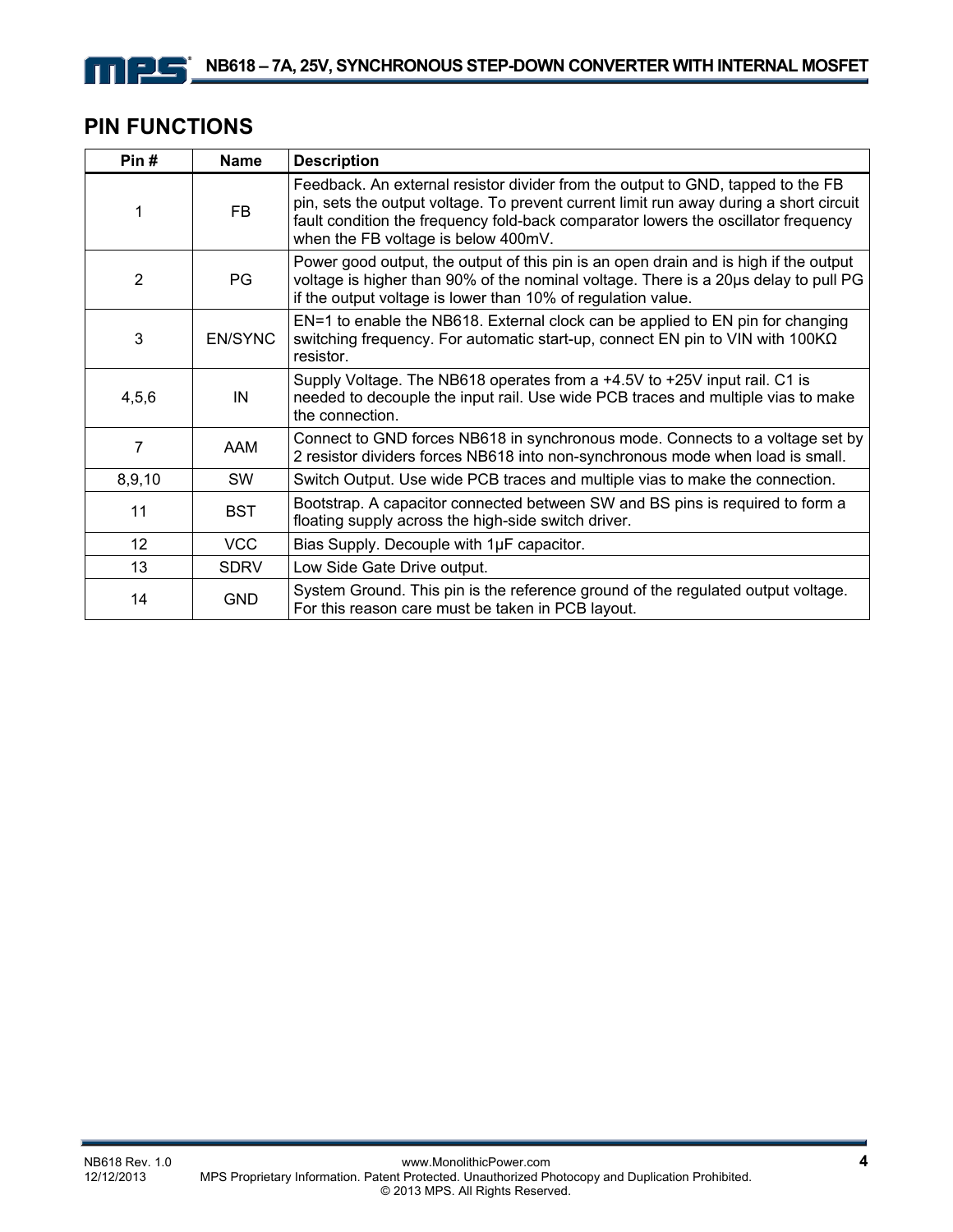## PIN FUNCTIONS

| Pin # | Name | Description |
|---|---|---|
| 1 | FB | Feedback. An external resistor divider from the output to GND, tapped to the FB pin, sets the output voltage. To prevent current limit run away during a short circuit fault condition the frequency fold-back comparator lowers the oscillator frequency when the FB voltage is below 400mV. |
| 2 | PG | Power good output, the output of this pin is an open drain and is high if the output voltage is higher than 90% of the nominal voltage. There is a 20μs delay to pull PG if the output voltage is lower than 10% of regulation value. |
| 3 | EN/SYNC | EN=1 to enable the NB618. External clock can be applied to EN pin for changing switching frequency. For automatic start-up, connect EN pin to VIN with 100KΩ resistor. |
| 4,5,6 | IN | Supply Voltage. The NB618 operates from a +4.5V to +25V input rail. C1 is needed to decouple the input rail. Use wide PCB traces and multiple vias to make the connection. |
| 7 | AAM | Connect to GND forces NB618 in synchronous mode. Connects to a voltage set by 2 resistor dividers forces NB618 into non-synchronous mode when load is small. |
| 8,9,10 | SW | Switch Output. Use wide PCB traces and multiple vias to make the connection. |
| 11 | BST | Bootstrap. A capacitor connected between SW and BS pins is required to form a floating supply across the high-side switch driver. |
| 12 | VCC | Bias Supply. Decouple with 1μF capacitor. |
| 13 | SDRV | Low Side Gate Drive output. |
| 14 | GND | System Ground. This pin is the reference ground of the regulated output voltage. For this reason care must be taken in PCB layout. |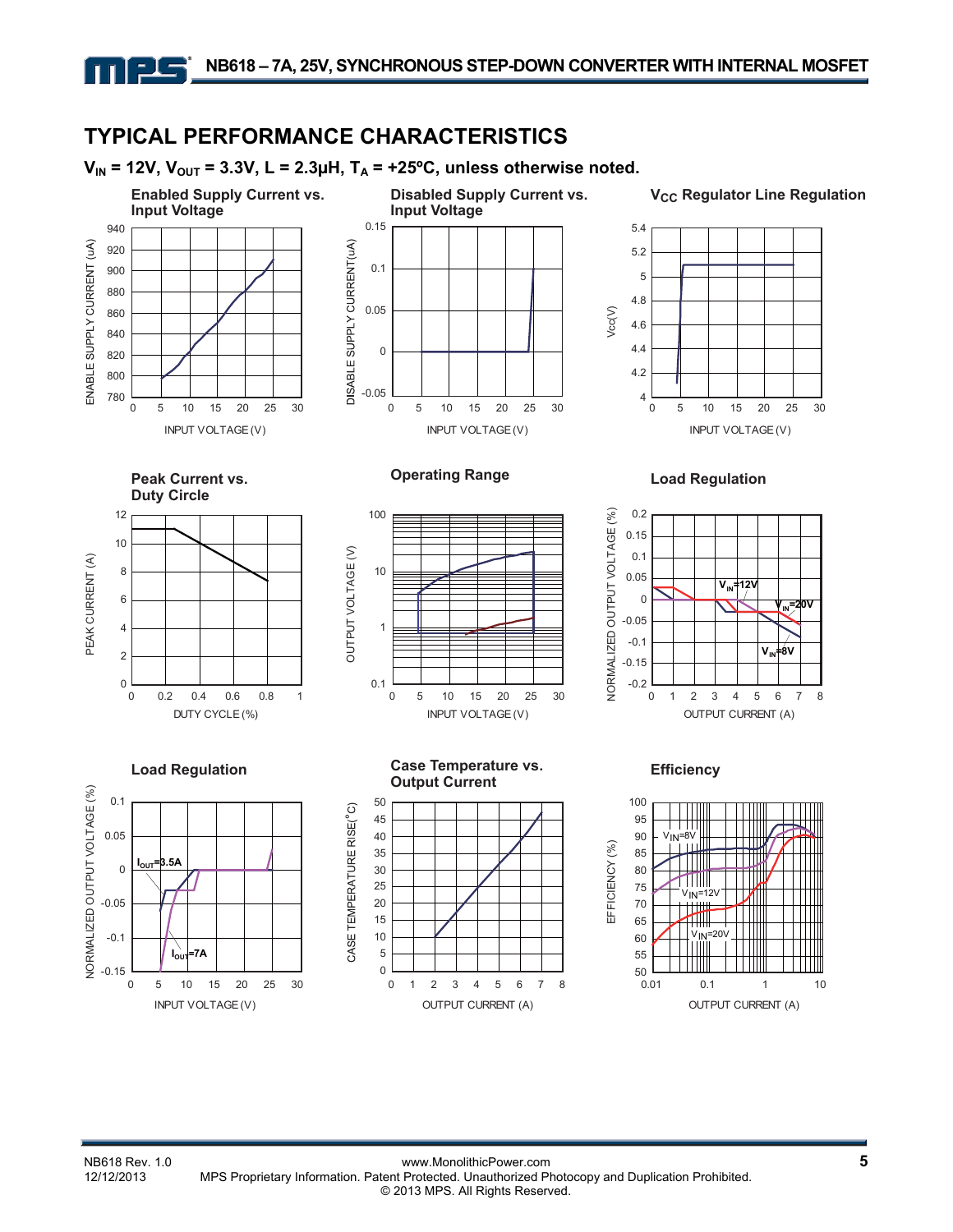## TYPICAL PERFORMANCE CHARACTERISTICS

**$V_{IN}$ = 12V, $V_{OUT}$ = 3.3V, L = 2.3µH, $T_A$ = +25ºC, unless otherwise noted.**

**Enabled Supply Current vs. Input Voltage**

ENABLE SUPPLY CURRENT (uA) vs. INPUT VOLTAGE (V)

**Disabled Supply Current vs. Input Voltage**

DISABLE SUPPLY CURRENT(uA) vs. INPUT VOLTAGE (V)

**$V_{CC}$ Regulator Line Regulation**

Vcc(V) vs. INPUT VOLTAGE (V)

**Peak Current vs. Duty Circle**

PEAK CURRENT (A) vs. DUTY CYCLE (%)

**Operating Range**

OUTPUT VOLTAGE (V) vs. INPUT VOLTAGE (V)

**Load Regulation**

NORMALIZED OUTPUT VOLTAGE (%) vs. OUTPUT CURRENT (A)

$V_{IN}$=12V, $V_{IN}$=20V, $V_{IN}$=8V

**Load Regulation**

NORMALIZED OUTPUT VOLTAGE (%) vs. INPUT VOLTAGE (V)

$I_{OUT}$=3.5A, $I_{OUT}$=7A

**Case Temperature vs. Output Current**

CASE TEMPERATURE RISE(°C) vs. OUTPUT CURRENT (A)

**Efficiency**

EFFICIENCY (%) vs. OUTPUT CURRENT (A)

$V_{IN}$=8V, $V_{IN}$=12V, $V_{IN}$=20V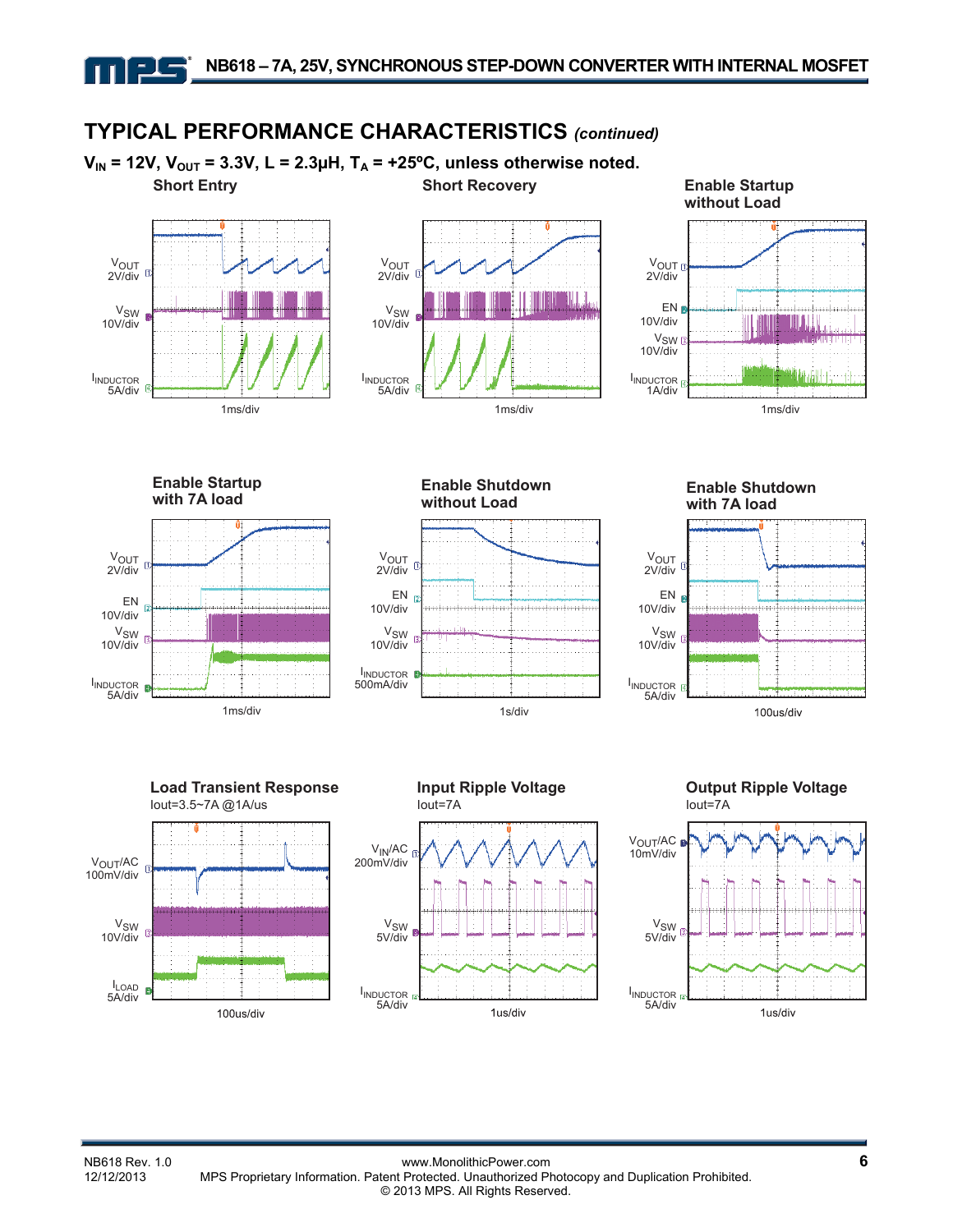## TYPICAL PERFORMANCE CHARACTERISTICS *(continued)*

**$V_{IN}$ = 12V, $V_{OUT}$ = 3.3V, L = 2.3µH, $T_A$ = +25ºC, unless otherwise noted.**

**Short Entry**

$V_{OUT}$ 2V/div

$V_{SW}$ 10V/div

$I_{INDUCTOR}$ 5A/div

1ms/div

**Short Recovery**

$V_{OUT}$ 2V/div

$V_{SW}$ 10V/div

$I_{INDUCTOR}$ 5A/div

1ms/div

**Enable Startup without Load**

$V_{OUT}$ 2V/div

EN 10V/div

$V_{SW}$ 10V/div

$I_{INDUCTOR}$ 1A/div

1ms/div

**Enable Startup with 7A load**

$V_{OUT}$ 2V/div

EN 10V/div

$V_{SW}$ 10V/div

$I_{INDUCTOR}$ 5A/div

1ms/div

**Enable Shutdown without Load**

$V_{OUT}$ 2V/div

EN 10V/div

$V_{SW}$ 10V/div

$I_{INDUCTOR}$ 500mA/div

1s/div

**Enable Shutdown with 7A load**

$V_{OUT}$ 2V/div

EN 10V/div

$V_{SW}$ 10V/div

$I_{INDUCTOR}$ 5A/div

100us/div

**Load Transient Response**

Iout=3.5~7A @1A/us

$V_{OUT}$/AC 100mV/div

$V_{SW}$ 10V/div

$I_{LOAD}$ 5A/div

100us/div

**Input Ripple Voltage**

Iout=7A

$V_{IN}$/AC 200mV/div

$V_{SW}$ 5V/div

$I_{INDUCTOR}$ 5A/div

1us/div

**Output Ripple Voltage**

Iout=7A

$V_{OUT}$/AC 10mV/div

$V_{SW}$ 5V/div

$I_{INDUCTOR}$ 5A/div

1us/div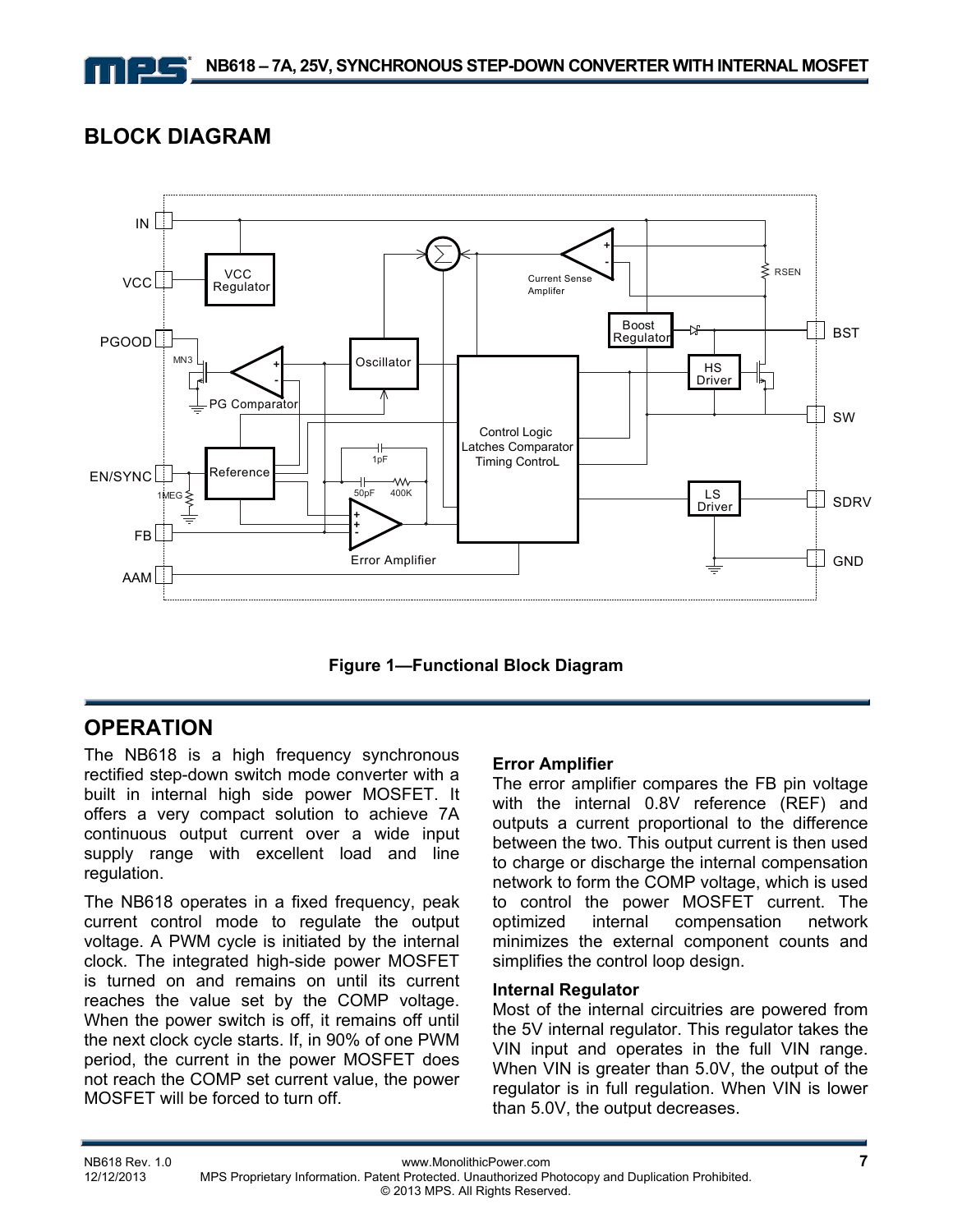## BLOCK DIAGRAM

**Figure 1—Functional Block Diagram**

## OPERATION

The NB618 is a high frequency synchronous rectified step-down switch mode converter with a built in internal high side power MOSFET. It offers a very compact solution to achieve 7A continuous output current over a wide input supply range with excellent load and line regulation.

The NB618 operates in a fixed frequency, peak current control mode to regulate the output voltage. A PWM cycle is initiated by the internal clock. The integrated high-side power MOSFET is turned on and remains on until its current reaches the value set by the COMP voltage. When the power switch is off, it remains off until the next clock cycle starts. If, in 90% of one PWM period, the current in the power MOSFET does not reach the COMP set current value, the power MOSFET will be forced to turn off.

### Error Amplifier

The error amplifier compares the FB pin voltage with the internal 0.8V reference (REF) and outputs a current proportional to the difference between the two. This output current is then used to charge or discharge the internal compensation network to form the COMP voltage, which is used to control the power MOSFET current. The optimized internal compensation network minimizes the external component counts and simplifies the control loop design.

### Internal Regulator

Most of the internal circuitries are powered from the 5V internal regulator. This regulator takes the VIN input and operates in the full VIN range. When VIN is greater than 5.0V, the output of the regulator is in full regulation. When VIN is lower than 5.0V, the output decreases.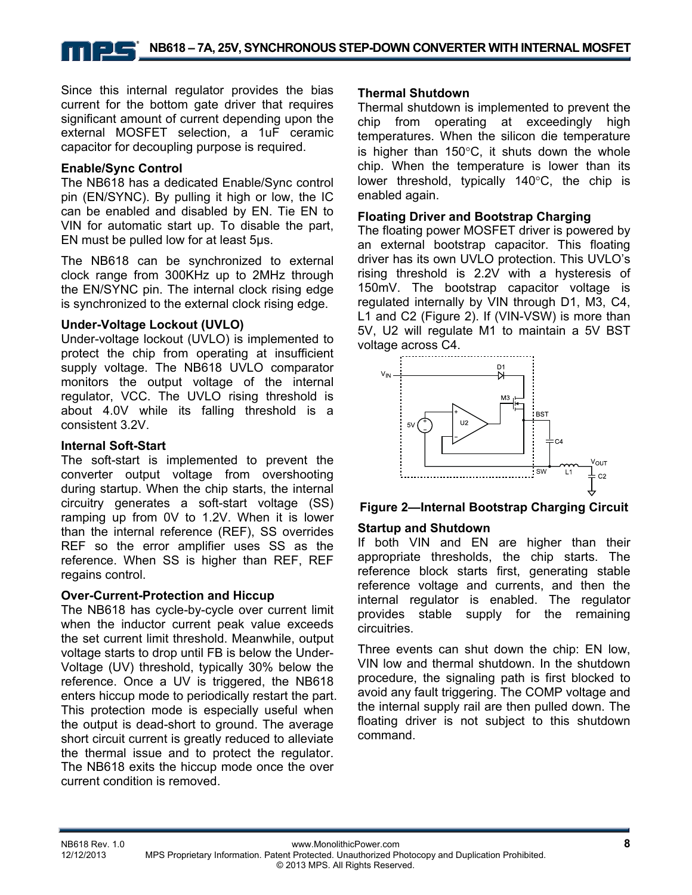Since this internal regulator provides the bias current for the bottom gate driver that requires significant amount of current depending upon the external MOSFET selection, a 1uF ceramic capacitor for decoupling purpose is required.

### Enable/Sync Control

The NB618 has a dedicated Enable/Sync control pin (EN/SYNC). By pulling it high or low, the IC can be enabled and disabled by EN. Tie EN to VIN for automatic start up. To disable the part, EN must be pulled low for at least 5µs.

The NB618 can be synchronized to external clock range from 300KHz up to 2MHz through the EN/SYNC pin. The internal clock rising edge is synchronized to the external clock rising edge.

### Under-Voltage Lockout (UVLO)

Under-voltage lockout (UVLO) is implemented to protect the chip from operating at insufficient supply voltage. The NB618 UVLO comparator monitors the output voltage of the internal regulator, VCC. The UVLO rising threshold is about 4.0V while its falling threshold is a consistent 3.2V.

### Internal Soft-Start

The soft-start is implemented to prevent the converter output voltage from overshooting during startup. When the chip starts, the internal circuitry generates a soft-start voltage (SS) ramping up from 0V to 1.2V. When it is lower than the internal reference (REF), SS overrides REF so the error amplifier uses SS as the reference. When SS is higher than REF, REF regains control.

### Over-Current-Protection and Hiccup

The NB618 has cycle-by-cycle over current limit when the inductor current peak value exceeds the set current limit threshold. Meanwhile, output voltage starts to drop until FB is below the Under-Voltage (UV) threshold, typically 30% below the reference. Once a UV is triggered, the NB618 enters hiccup mode to periodically restart the part. This protection mode is especially useful when the output is dead-short to ground. The average short circuit current is greatly reduced to alleviate the thermal issue and to protect the regulator. The NB618 exits the hiccup mode once the over current condition is removed.

### Thermal Shutdown

Thermal shutdown is implemented to prevent the chip from operating at exceedingly high temperatures. When the silicon die temperature is higher than 150°C, it shuts down the whole chip. When the temperature is lower than its lower threshold, typically 140°C, the chip is enabled again.

### Floating Driver and Bootstrap Charging

The floating power MOSFET driver is powered by an external bootstrap capacitor. This floating driver has its own UVLO protection. This UVLO's rising threshold is 2.2V with a hysteresis of 150mV. The bootstrap capacitor voltage is regulated internally by VIN through D1, M3, C4, L1 and C2 (Figure 2). If (VIN-VSW) is more than 5V, U2 will regulate M1 to maintain a 5V BST voltage across C4.

**Figure 2—Internal Bootstrap Charging Circuit**

### Startup and Shutdown

If both VIN and EN are higher than their appropriate thresholds, the chip starts. The reference block starts first, generating stable reference voltage and currents, and then the internal regulator is enabled. The regulator provides stable supply for the remaining circuitries.

Three events can shut down the chip: EN low, VIN low and thermal shutdown. In the shutdown procedure, the signaling path is first blocked to avoid any fault triggering. The COMP voltage and the internal supply rail are then pulled down. The floating driver is not subject to this shutdown command.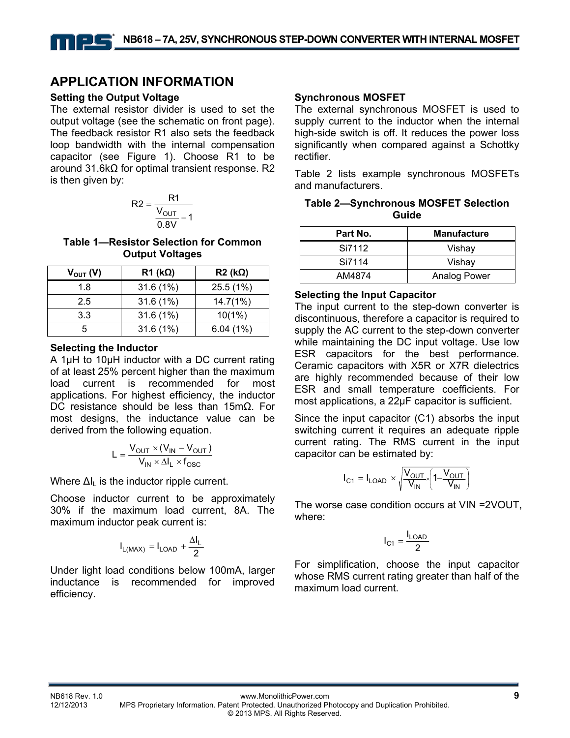## APPLICATION INFORMATION

### Setting the Output Voltage

The external resistor divider is used to set the output voltage (see the schematic on front page). The feedback resistor R1 also sets the feedback loop bandwidth with the internal compensation capacitor (see Figure 1). Choose R1 to be around 31.6kΩ for optimal transient response. R2 is then given by:

$$R2 = \frac{R1}{\frac{V_{OUT}}{0.8V} - 1}$$

**Table 1—Resistor Selection for Common Output Voltages**

| $V_{OUT}$ (V) | R1 (kΩ) | R2 (kΩ) |
|---|---|---|
| 1.8 | 31.6 (1%) | 25.5 (1%) |
| 2.5 | 31.6 (1%) | 14.7(1%) |
| 3.3 | 31.6 (1%) | 10(1%) |
| 5 | 31.6 (1%) | 6.04 (1%) |

### Selecting the Inductor

A 1µH to 10µH inductor with a DC current rating of at least 25% percent higher than the maximum load current is recommended for most applications. For highest efficiency, the inductor DC resistance should be less than 15mΩ. For most designs, the inductance value can be derived from the following equation.

$$L = \frac{V_{OUT} \times (V_{IN} - V_{OUT})}{V_{IN} \times \Delta I_L \times f_{OSC}}$$

Where $\Delta I_L$ is the inductor ripple current.

Choose inductor current to be approximately 30% if the maximum load current, 8A. The maximum inductor peak current is:

$$I_{L(MAX)} = I_{LOAD} + \frac{\Delta I_L}{2}$$

Under light load conditions below 100mA, larger inductance is recommended for improved efficiency.

### Synchronous MOSFET

The external synchronous MOSFET is used to supply current to the inductor when the internal high-side switch is off. It reduces the power loss significantly when compared against a Schottky rectifier.

Table 2 lists example synchronous MOSFETs and manufacturers.

**Table 2—Synchronous MOSFET Selection Guide**

| Part No. | Manufacture |
|---|---|
| Si7112 | Vishay |
| Si7114 | Vishay |
| AM4874 | Analog Power |

### Selecting the Input Capacitor

The input current to the step-down converter is discontinuous, therefore a capacitor is required to supply the AC current to the step-down converter while maintaining the DC input voltage. Use low ESR capacitors for the best performance. Ceramic capacitors with X5R or X7R dielectrics are highly recommended because of their low ESR and small temperature coefficients. For most applications, a 22µF capacitor is sufficient.

Since the input capacitor (C1) absorbs the input switching current it requires an adequate ripple current rating. The RMS current in the input capacitor can be estimated by:

$$I_{C1} = I_{LOAD} \times \sqrt{\frac{V_{OUT}}{V_{IN}} \times \left(1 - \frac{V_{OUT}}{V_{IN}}\right)}$$

The worse case condition occurs at VIN =2VOUT, where:

$$I_{C1} = \frac{I_{LOAD}}{2}$$

For simplification, choose the input capacitor whose RMS current rating greater than half of the maximum load current.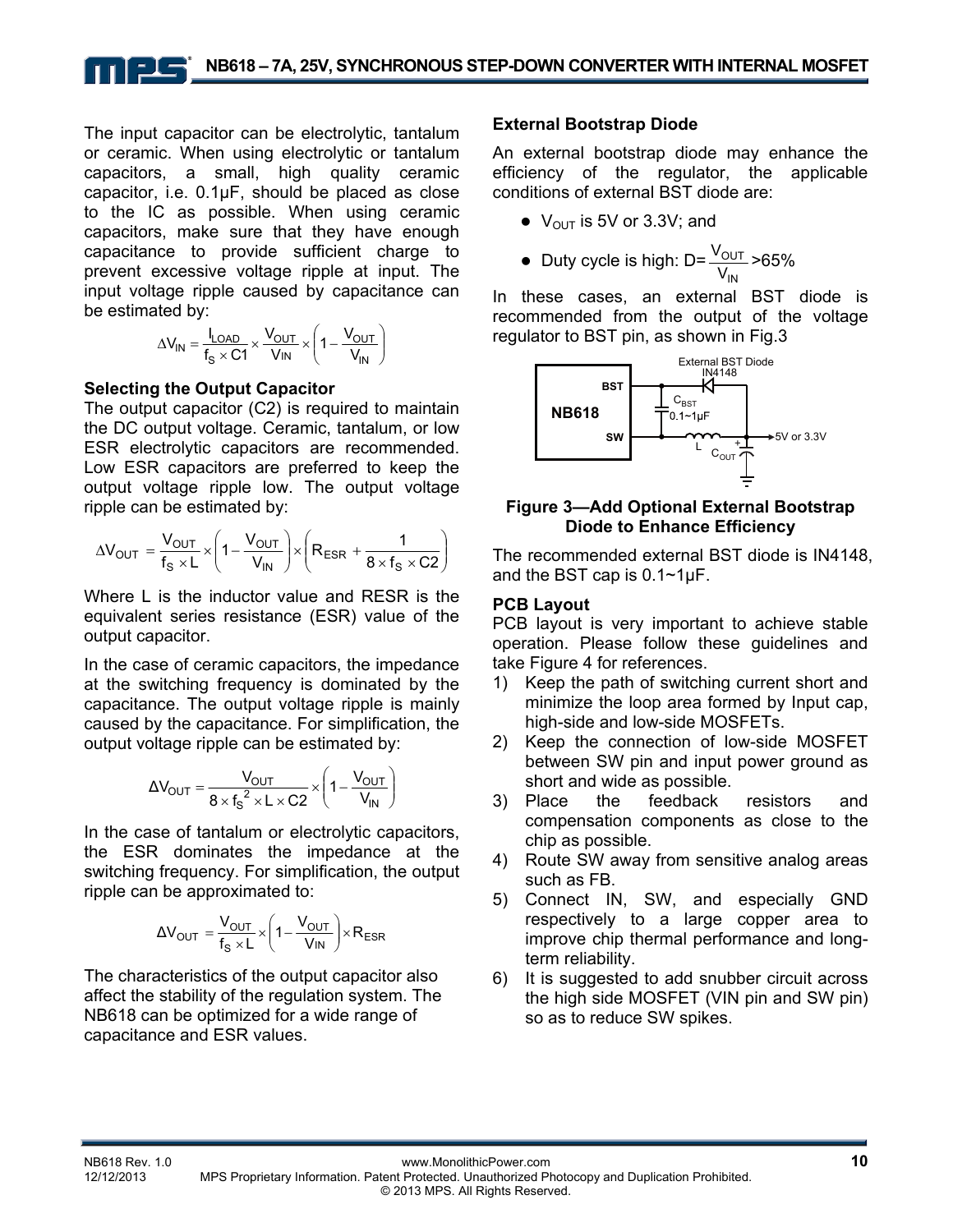The input capacitor can be electrolytic, tantalum or ceramic. When using electrolytic or tantalum capacitors, a small, high quality ceramic capacitor, i.e. 0.1μF, should be placed as close to the IC as possible. When using ceramic capacitors, make sure that they have enough capacitance to provide sufficient charge to prevent excessive voltage ripple at input. The input voltage ripple caused by capacitance can be estimated by:

$$\Delta V_{IN} = \frac{I_{LOAD}}{f_S \times C1} \times \frac{V_{OUT}}{V_{IN}} \times \left(1 - \frac{V_{OUT}}{V_{IN}}\right)$$

### Selecting the Output Capacitor

The output capacitor (C2) is required to maintain the DC output voltage. Ceramic, tantalum, or low ESR electrolytic capacitors are recommended. Low ESR capacitors are preferred to keep the output voltage ripple low. The output voltage ripple can be estimated by:

$$\Delta V_{OUT} = \frac{V_{OUT}}{f_S \times L} \times \left(1 - \frac{V_{OUT}}{V_{IN}}\right) \times \left(R_{ESR} + \frac{1}{8 \times f_S \times C2}\right)$$

Where L is the inductor value and RESR is the equivalent series resistance (ESR) value of the output capacitor.

In the case of ceramic capacitors, the impedance at the switching frequency is dominated by the capacitance. The output voltage ripple is mainly caused by the capacitance. For simplification, the output voltage ripple can be estimated by:

$$\Delta V_{OUT} = \frac{V_{OUT}}{8 \times f_S^{\,2} \times L \times C2} \times \left(1 - \frac{V_{OUT}}{V_{IN}}\right)$$

In the case of tantalum or electrolytic capacitors, the ESR dominates the impedance at the switching frequency. For simplification, the output ripple can be approximated to:

$$\Delta V_{OUT} = \frac{V_{OUT}}{f_S \times L} \times \left(1 - \frac{V_{OUT}}{V_{IN}}\right) \times R_{ESR}$$

The characteristics of the output capacitor also affect the stability of the regulation system. The NB618 can be optimized for a wide range of capacitance and ESR values.

### External Bootstrap Diode

An external bootstrap diode may enhance the efficiency of the regulator, the applicable conditions of external BST diode are:

- $V_{OUT}$ is 5V or 3.3V; and
- Duty cycle is high: $D = \frac{V_{OUT}}{V_{IN}} > 65\%$

In these cases, an external BST diode is recommended from the output of the voltage regulator to BST pin, as shown in Fig.3

**Figure 3—Add Optional External Bootstrap Diode to Enhance Efficiency**

The recommended external BST diode is IN4148, and the BST cap is 0.1~1μF.

### PCB Layout

PCB layout is very important to achieve stable operation. Please follow these guidelines and take Figure 4 for references.

1) Keep the path of switching current short and minimize the loop area formed by Input cap, high-side and low-side MOSFETs.
2) Keep the connection of low-side MOSFET between SW pin and input power ground as short and wide as possible.
3) Place the feedback resistors and compensation components as close to the chip as possible.
4) Route SW away from sensitive analog areas such as FB.
5) Connect IN, SW, and especially GND respectively to a large copper area to improve chip thermal performance and long-term reliability.
6) It is suggested to add snubber circuit across the high side MOSFET (VIN pin and SW pin) so as to reduce SW spikes.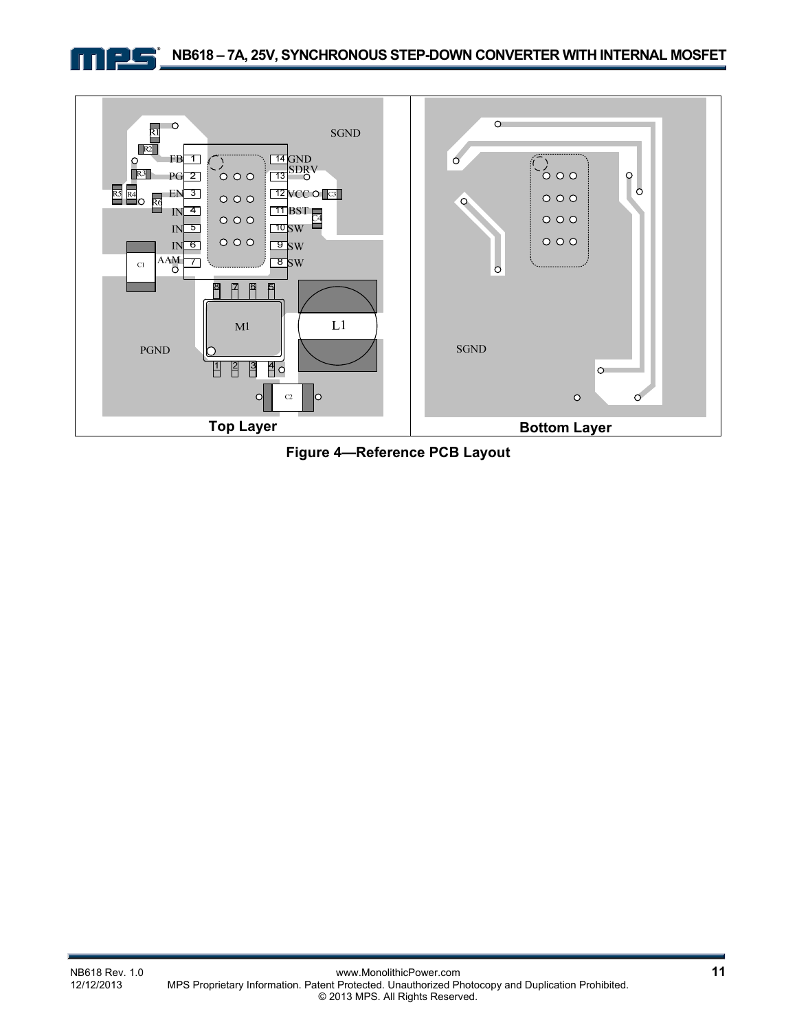Top Layer

Bottom Layer

**Figure 4—Reference PCB Layout**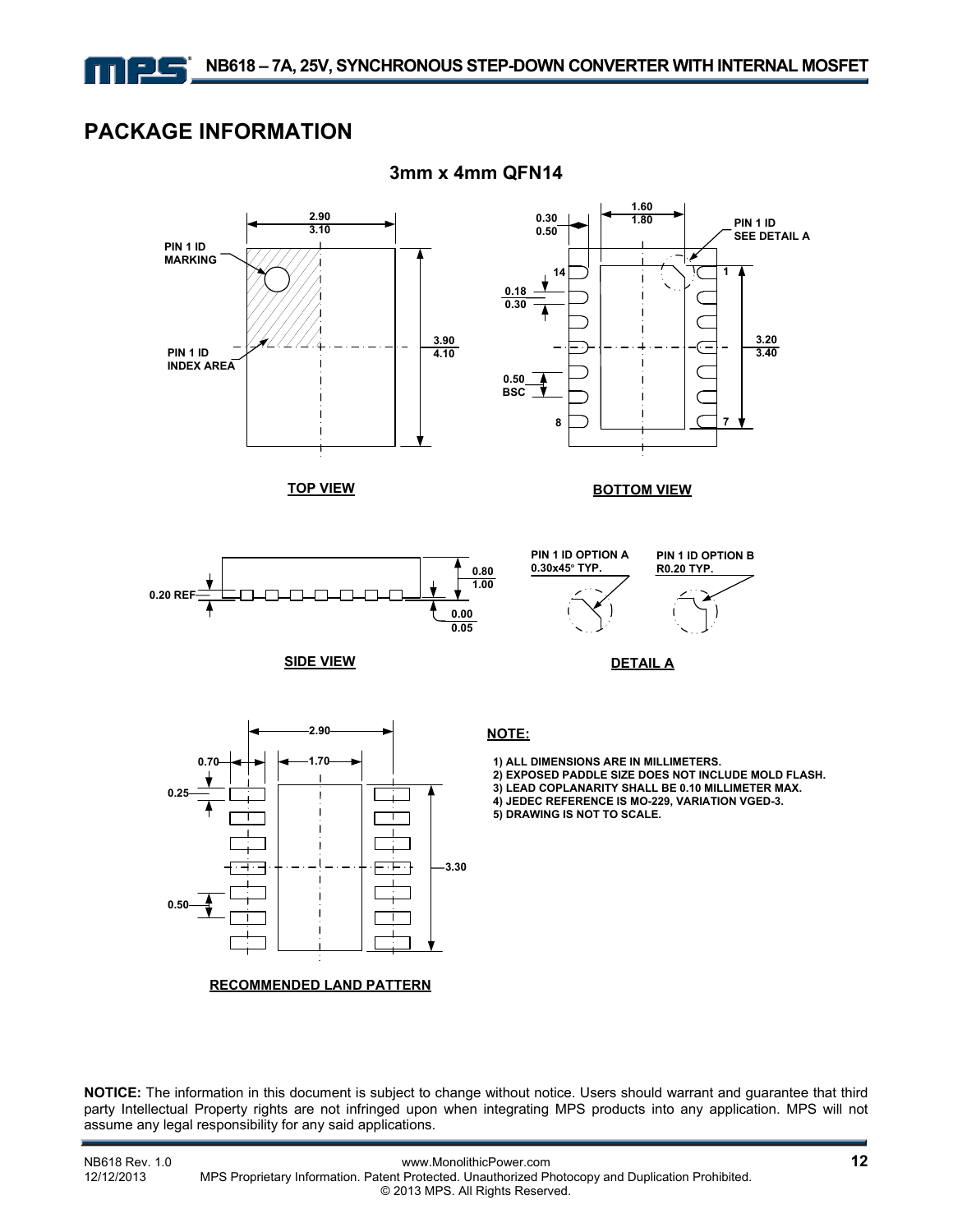# PACKAGE INFORMATION

## 3mm x 4mm QFN14

2.90
3.10

PIN 1 ID MARKING

PIN 1 ID INDEX AREA

3.90
4.10

TOP VIEW

1.60
1.80

0.30
0.50

PIN 1 ID SEE DETAIL A

14

1

0.18
0.30

3.20
3.40

0.50 BSC

8

7

BOTTOM VIEW

0.20 REF

0.80
1.00

0.00
0.05

SIDE VIEW

PIN 1 ID OPTION A 0.30x45° TYP.

PIN 1 ID OPTION B R0.20 TYP.

DETAIL A

2.90

0.70

1.70

0.25

3.30

0.50

RECOMMENDED LAND PATTERN

**NOTE:**

1) ALL DIMENSIONS ARE IN MILLIMETERS.
2) EXPOSED PADDLE SIZE DOES NOT INCLUDE MOLD FLASH.
3) LEAD COPLANARITY SHALL BE 0.10 MILLIMETER MAX.
4) JEDEC REFERENCE IS MO-229, VARIATION VGED-3.
5) DRAWING IS NOT TO SCALE.

**NOTICE:** The information in this document is subject to change without notice. Users should warrant and guarantee that third party Intellectual Property rights are not infringed upon when integrating MPS products into any application. MPS will not assume any legal responsibility for any said applications.